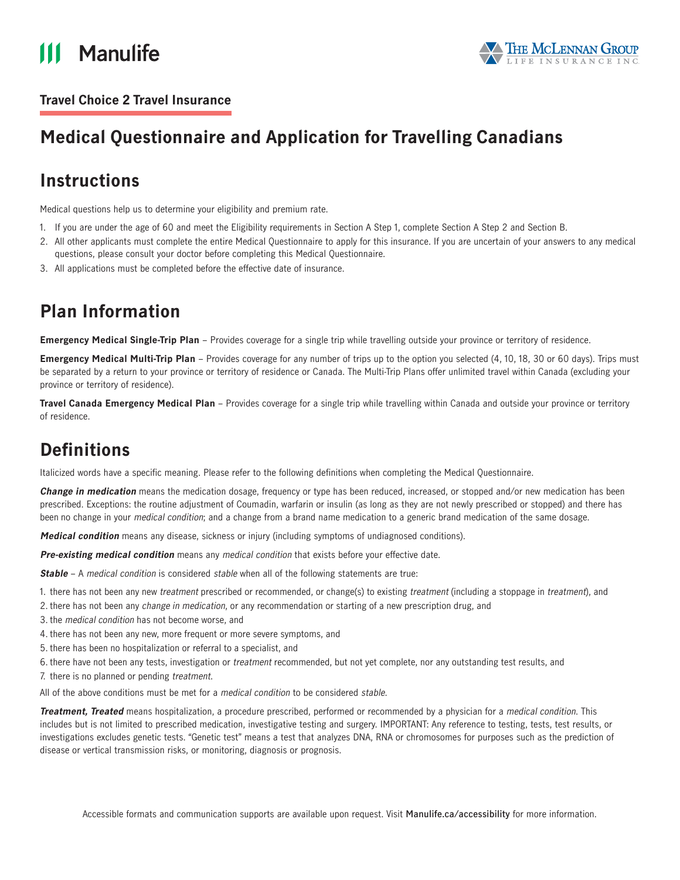Manulife

THE McLENNAN GROUP
LIFE INSURANCE INC.

**Travel Choice 2 Travel Insurance**

# Medical Questionnaire and Application for Travelling Canadians

## Instructions

Medical questions help us to determine your eligibility and premium rate.

1. If you are under the age of 60 and meet the Eligibility requirements in Section A Step 1, complete Section A Step 2 and Section B.
2. All other applicants must complete the entire Medical Questionnaire to apply for this insurance. If you are uncertain of your answers to any medical questions, please consult your doctor before completing this Medical Questionnaire.
3. All applications must be completed before the effective date of insurance.

## Plan Information

**Emergency Medical Single-Trip Plan** – Provides coverage for a single trip while travelling outside your province or territory of residence.

**Emergency Medical Multi-Trip Plan** – Provides coverage for any number of trips up to the option you selected (4, 10, 18, 30 or 60 days). Trips must be separated by a return to your province or territory of residence or Canada. The Multi-Trip Plans offer unlimited travel within Canada (excluding your province or territory of residence).

**Travel Canada Emergency Medical Plan** – Provides coverage for a single trip while travelling within Canada and outside your province or territory of residence.

## Definitions

Italicized words have a specific meaning. Please refer to the following definitions when completing the Medical Questionnaire.

***Change in medication*** means the medication dosage, frequency or type has been reduced, increased, or stopped and/or new medication has been prescribed. Exceptions: the routine adjustment of Coumadin, warfarin or insulin (as long as they are not newly prescribed or stopped) and there has been no change in your *medical condition*; and a change from a brand name medication to a generic brand medication of the same dosage.

***Medical condition*** means any disease, sickness or injury (including symptoms of undiagnosed conditions).

***Pre-existing medical condition*** means any *medical condition* that exists before your effective date.

***Stable*** – A *medical condition* is considered *stable* when all of the following statements are true:

1. there has not been any new *treatment* prescribed or recommended, or change(s) to existing *treatment* (including a stoppage in *treatment*), and
2. there has not been any *change in medication*, or any recommendation or starting of a new prescription drug, and
3. the *medical condition* has not become worse, and
4. there has not been any new, more frequent or more severe symptoms, and
5. there has been no hospitalization or referral to a specialist, and
6. there have not been any tests, investigation or *treatment* recommended, but not yet complete, nor any outstanding test results, and
7. there is no planned or pending *treatment*.

All of the above conditions must be met for a *medical condition* to be considered *stable*.

***Treatment, Treated*** means hospitalization, a procedure prescribed, performed or recommended by a physician for a *medical condition*. This includes but is not limited to prescribed medication, investigative testing and surgery. IMPORTANT: Any reference to testing, tests, test results, or investigations excludes genetic tests. "Genetic test" means a test that analyzes DNA, RNA or chromosomes for purposes such as the prediction of disease or vertical transmission risks, or monitoring, diagnosis or prognosis.

Accessible formats and communication supports are available upon request. Visit **Manulife.ca/accessibility** for more information.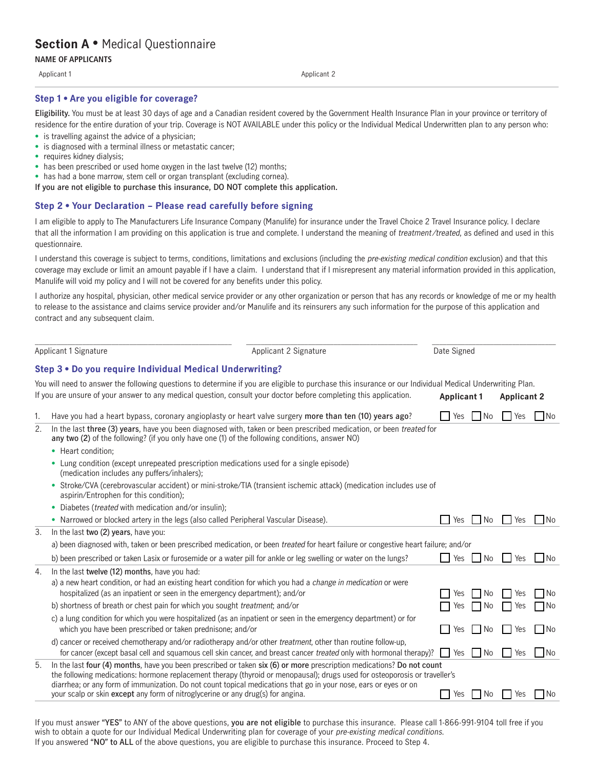# Section A • Medical Questionnaire

**NAME OF APPLICANTS**

Applicant 1 Applicant 2

## Step 1 • Are you eligible for coverage?

**Eligibility.** You must be at least 30 days of age and a Canadian resident covered by the Government Health Insurance Plan in your province or territory of residence for the entire duration of your trip. Coverage is NOT AVAILABLE under this policy or the Individual Medical Underwritten plan to any person who:

- is travelling against the advice of a physician;
- is diagnosed with a terminal illness or metastatic cancer;
- requires kidney dialysis;
- has been prescribed or used home oxygen in the last twelve (12) months;
- has had a bone marrow, stem cell or organ transplant (excluding cornea).

**If you are not eligible to purchase this insurance, DO NOT complete this application.**

## Step 2 • Your Declaration – Please read carefully before signing

I am eligible to apply to The Manufacturers Life Insurance Company (Manulife) for insurance under the Travel Choice 2 Travel Insurance policy. I declare that all the information I am providing on this application is true and complete. I understand the meaning of *treatment/treated*, as defined and used in this questionnaire.

I understand this coverage is subject to terms, conditions, limitations and exclusions (including the *pre-existing medical condition* exclusion) and that this coverage may exclude or limit an amount payable if I have a claim. I understand that if I misrepresent any material information provided in this application, Manulife will void my policy and I will not be covered for any benefits under this policy.

I authorize any hospital, physician, other medical service provider or any other organization or person that has any records or knowledge of me or my health to release to the assistance and claims service provider and/or Manulife and its reinsurers any such information for the purpose of this application and contract and any subsequent claim.

| ______________________ | ______________________ | ______________________ |
|---|---|---|
| Applicant 1 Signature | Applicant 2 Signature | Date Signed |

## Step 3 • Do you require Individual Medical Underwriting?

You will need to answer the following questions to determine if you are eligible to purchase this insurance or our Individual Medical Underwriting Plan. If you are unsure of your answer to any medical question, consult your doctor before completing this application.

| | Question | Applicant 1 | Applicant 2 |
|---|---|---|---|
| 1. | Have you had a heart bypass, coronary angioplasty or heart valve surgery **more than ten (10) years ago**? | ☐ Yes ☐ No | ☐ Yes ☐ No |
| 2. | In the last **three (3) years**, have you been diagnosed with, taken or been prescribed medication, or been *treated* for **any two (2)** of the following? (if you only have one (1) of the following conditions, answer NO)<br>• Heart condition;<br>• Lung condition (except unrepeated prescription medications used for a single episode) (medication includes any puffers/inhalers);<br>• Stroke/CVA (cerebrovascular accident) or mini-stroke/TIA (transient ischemic attack) (medication includes use of aspirin/Entrophen for this condition);<br>• Diabetes (*treated* with medication and/or insulin);<br>• Narrowed or blocked artery in the legs (also called Peripheral Vascular Disease). | ☐ Yes ☐ No | ☐ Yes ☐ No |
| 3. | In the last **two (2) years**, have you:<br>a) been diagnosed with, taken or been prescribed medication, or been *treated* for heart failure or congestive heart failure; and/or<br>b) been prescribed or taken Lasix or furosemide or a water pill for ankle or leg swelling or water on the lungs? | ☐ Yes ☐ No | ☐ Yes ☐ No |
| 4. | In the last **twelve (12) months**, have you had:<br>a) a new heart condition, or had an existing heart condition for which you had a *change in medication* or were hospitalized (as an inpatient or seen in the emergency department); and/or | ☐ Yes ☐ No | ☐ Yes ☐ No |
| | b) shortness of breath or chest pain for which you sought *treatment*; and/or | ☐ Yes ☐ No | ☐ Yes ☐ No |
| | c) a lung condition for which you were hospitalized (as an inpatient or seen in the emergency department) or for which you have been prescribed or taken prednisone; and/or | ☐ Yes ☐ No | ☐ Yes ☐ No |
| | d) cancer or received chemotherapy and/or radiotherapy and/or other *treatment*, other than routine follow-up, for cancer (except basal cell and squamous cell skin cancer, and breast cancer *treated* only with hormonal therapy)? | ☐ Yes ☐ No | ☐ Yes ☐ No |
| 5. | In the last **four (4) months**, have you been prescribed or taken **six (6) or more** prescription medications? **Do not count** the following medications: hormone replacement therapy (thyroid or menopausal); drugs used for osteoporosis or traveller's diarrhea; or any form of immunization. Do not count topical medications that go in your nose, ears or eyes or on your scalp or skin **except** any form of nitroglycerine or any drug(s) for angina. | ☐ Yes ☐ No | ☐ Yes ☐ No |

If you must answer **"YES"** to ANY of the above questions, **you are not eligible** to purchase this insurance. Please call 1-866-991-9104 toll free if you wish to obtain a quote for our Individual Medical Underwriting plan for coverage of your *pre-existing medical conditions.*
If you answered **"NO" to ALL** of the above questions, you are eligible to purchase this insurance. Proceed to Step 4.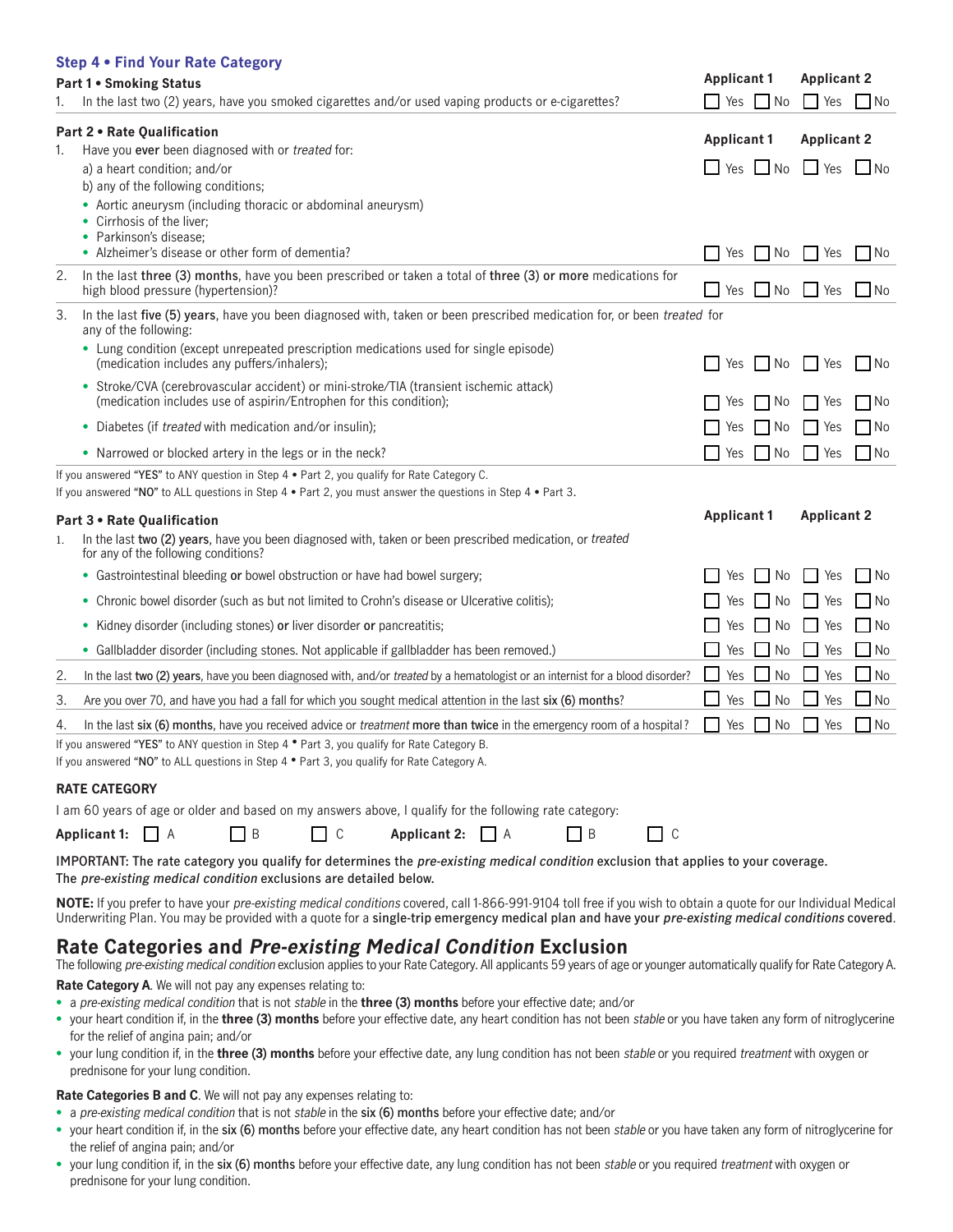## Step 4 • Find Your Rate Category

### Part 1 • Smoking Status

| | Applicant 1 | Applicant 2 |
|---|---|---|
| 1. In the last two (2) years, have you smoked cigarettes and/or used vaping products or e-cigarettes? | ☐ Yes ☐ No | ☐ Yes ☐ No |

### Part 2 • Rate Qualification

| | Applicant 1 | Applicant 2 |
|---|---|---|
| 1. Have you **ever** been diagnosed with or *treated* for: | | |
| a) a heart condition; and/or | ☐ Yes ☐ No | ☐ Yes ☐ No |
| b) any of the following conditions; • Aortic aneurysm (including thoracic or abdominal aneurysm) • Cirrhosis of the liver; • Parkinson's disease; • Alzheimer's disease or other form of dementia? | ☐ Yes ☐ No | ☐ Yes ☐ No |
| 2. In the last **three (3) months**, have you been prescribed or taken a total of **three (3) or more** medications for high blood pressure (hypertension)? | ☐ Yes ☐ No | ☐ Yes ☐ No |
| 3. In the last **five (5) years**, have you been diagnosed with, taken or been prescribed medication for, or been *treated* for any of the following: | | |
| • Lung condition (except unrepeated prescription medications used for single episode) (medication includes any puffers/inhalers); | ☐ Yes ☐ No | ☐ Yes ☐ No |
| • Stroke/CVA (cerebrovascular accident) or mini-stroke/TIA (transient ischemic attack) (medication includes use of aspirin/Entrophen for this condition); | ☐ Yes ☐ No | ☐ Yes ☐ No |
| • Diabetes (if *treated* with medication and/or insulin); | ☐ Yes ☐ No | ☐ Yes ☐ No |
| • Narrowed or blocked artery in the legs or in the neck? | ☐ Yes ☐ No | ☐ Yes ☐ No |

If you answered "**YES**" to ANY question in Step 4 • Part 2, you qualify for Rate Category C.
If you answered "**NO**" to ALL questions in Step 4 • Part 2, you must answer the questions in Step 4 • Part 3.

### Part 3 • Rate Qualification

| | Applicant 1 | Applicant 2 |
|---|---|---|
| 1. In the last **two (2) years**, have you been diagnosed with, taken or been prescribed medication, or *treated* for any of the following conditions? | | |
| • Gastrointestinal bleeding **or** bowel obstruction or have had bowel surgery; | ☐ Yes ☐ No | ☐ Yes ☐ No |
| • Chronic bowel disorder (such as but not limited to Crohn's disease or Ulcerative colitis); | ☐ Yes ☐ No | ☐ Yes ☐ No |
| • Kidney disorder (including stones) **or** liver disorder **or** pancreatitis; | ☐ Yes ☐ No | ☐ Yes ☐ No |
| • Gallbladder disorder (including stones. Not applicable if gallbladder has been removed.) | ☐ Yes ☐ No | ☐ Yes ☐ No |
| 2. In the last **two (2) years**, have you been diagnosed with, and/or *treated* by a hematologist or an internist for a blood disorder? | ☐ Yes ☐ No | ☐ Yes ☐ No |
| 3. Are you over 70, and have you had a fall for which you sought medical attention in the last **six (6) months**? | ☐ Yes ☐ No | ☐ Yes ☐ No |
| 4. In the last **six (6) months**, have you received advice or *treatment* **more than twice** in the emergency room of a hospital? | ☐ Yes ☐ No | ☐ Yes ☐ No |

If you answered "**YES**" to ANY question in Step 4 • Part 3, you qualify for Rate Category B.
If you answered "**NO**" to ALL questions in Step 4 • Part 3, you qualify for Rate Category A.

### RATE CATEGORY

I am 60 years of age or older and based on my answers above, I qualify for the following rate category:

**Applicant 1:** ☐ A ☐ B ☐ C **Applicant 2:** ☐ A ☐ B ☐ C

**IMPORTANT: The rate category you qualify for determines the *pre-existing medical condition* exclusion that applies to your coverage. The *pre-existing medical condition* exclusions are detailed below.**

**NOTE:** If you prefer to have your *pre-existing medical conditions* covered, call 1-866-991-9104 toll free if you wish to obtain a quote for our Individual Medical Underwriting Plan. You may be provided with a quote for a **single-trip emergency medical plan and have your *pre-existing medical conditions* covered**.

## Rate Categories and *Pre-existing Medical Condition* Exclusion

The following *pre-existing medical condition* exclusion applies to your Rate Category. All applicants 59 years of age or younger automatically qualify for Rate Category A.

**Rate Category A**. We will not pay any expenses relating to:

- a *pre-existing medical condition* that is not *stable* in the **three (3) months** before your effective date; and/or
- your heart condition if, in the **three (3) months** before your effective date, any heart condition has not been *stable* or you have taken any form of nitroglycerine for the relief of angina pain; and/or
- your lung condition if, in the **three (3) months** before your effective date, any lung condition has not been *stable* or you required *treatment* with oxygen or prednisone for your lung condition.

**Rate Categories B and C**. We will not pay any expenses relating to:

- a *pre-existing medical condition* that is not *stable* in the **six (6) months** before your effective date; and/or
- your heart condition if, in the **six (6) months** before your effective date, any heart condition has not been *stable* or you have taken any form of nitroglycerine for the relief of angina pain; and/or
- your lung condition if, in the **six (6) months** before your effective date, any lung condition has not been *stable* or you required *treatment* with oxygen or prednisone for your lung condition.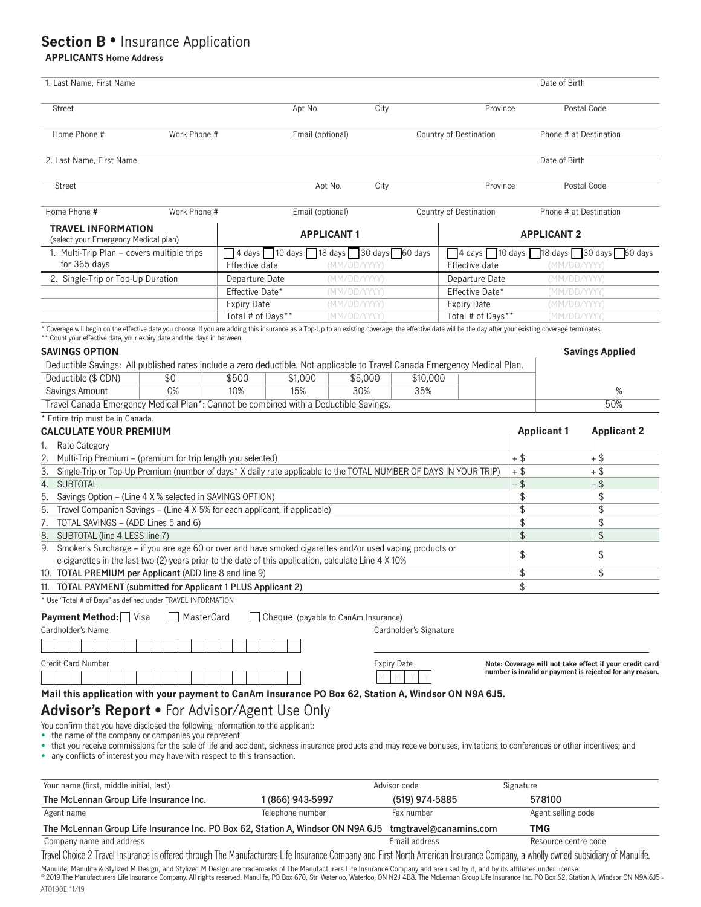## Section B • Insurance Application

**APPLICANTS Home Address**

| | | | | | | |
|---|---|---|---|---|---|---|
| 1. Last Name, First Name | | | | | | Date of Birth |
| Street | | Apt No. | City | | Province | Postal Code |
| Home Phone # | Work Phone # | Email (optional) | | Country of Destination | | Phone # at Destination |
| 2. Last Name, First Name | | | | | | Date of Birth |
| Street | | Apt No. | City | | Province | Postal Code |
| Home Phone # | Work Phone # | Email (optional) | | Country of Destination | | Phone # at Destination |

| **TRAVEL INFORMATION** (select your Emergency Medical plan) | **APPLICANT 1** | | **APPLICANT 2** | |
|---|---|---|---|---|
| 1. Multi-Trip Plan – covers multiple trips for 365 days | ☐ 4 days ☐ 10 days ☐ 18 days ☐ 30 days ☐ 60 days | | ☐ 4 days ☐ 10 days ☐ 18 days ☐ 30 days ☐ 60 days | |
| | Effective date | (MM/DD/YYYY) | Effective date | (MM/DD/YYYY) |
| 2. Single-Trip or Top-Up Duration | Departure Date | (MM/DD/YYYY) | Departure Date | (MM/DD/YYYY) |
| | Effective Date* | (MM/DD/YYYY) | Effective Date* | (MM/DD/YYYY) |
| | Expiry Date | (MM/DD/YYYY) | Expiry Date | (MM/DD/YYYY) |
| | Total # of Days** | (MM/DD/YYYY) | Total # of Days** | (MM/DD/YYYY) |

\* Coverage will begin on the effective date you choose. If you are adding this insurance as a Top-Up to an existing coverage, the effective date will be the day after your existing coverage terminates.
\*\* Count your effective date, your expiry date and the days in between.

**SAVINGS OPTION** | **Savings Applied**

Deductible Savings: All published rates include a zero deductible. Not applicable to Travel Canada Emergency Medical Plan.

| Deductible ($ CDN) | $0 | $500 | $1,000 | $5,000 | $10,000 | | Savings Applied |
|---|---|---|---|---|---|---|---|
| Savings Amount | 0% | 10% | 15% | 30% | 35% | | % |
| Travel Canada Emergency Medical Plan*: Cannot be combined with a Deductible Savings. | | | | | | | 50% |

\* Entire trip must be in Canada.

| **CALCULATE YOUR PREMIUM** | **Applicant 1** | **Applicant 2** |
|---|---|---|
| 1. Rate Category | | |
| 2. Multi-Trip Premium – (premium for trip length you selected) | + $ | + $ |
| 3. Single-Trip or Top-Up Premium (number of days* X daily rate applicable to the TOTAL NUMBER OF DAYS IN YOUR TRIP) | + $ | + $ |
| 4. SUBTOTAL | = $ | = $ |
| 5. Savings Option – (Line 4 X % selected in SAVINGS OPTION) | $ | $ |
| 6. Travel Companion Savings – (Line 4 X 5% for each applicant, if applicable) | $ | $ |
| 7. TOTAL SAVINGS – (ADD Lines 5 and 6) | $ | $ |
| 8. SUBTOTAL (line 4 LESS line 7) | $ | $ |
| 9. Smoker's Surcharge – if you are age 60 or over and have smoked cigarettes and/or used vaping products or e-cigarettes in the last two (2) years prior to the date of this application, calculate Line 4 X 10% | $ | $ |
| 10. **TOTAL PREMIUM per Applicant** (ADD line 8 and line 9) | $ | $ |
| 11. **TOTAL PAYMENT (submitted for Applicant 1 PLUS Applicant 2)** | $ | |

\* Use "Total # of Days" as defined under TRAVEL INFORMATION

**Payment Method:** ☐ Visa ☐ MasterCard ☐ Cheque (payable to CanAm Insurance)

Cardholder's Name

Cardholder's Signature

Credit Card Number

Expiry Date M M Y Y

**Note: Coverage will not take effect if your credit card number is invalid or payment is rejected for any reason.**

**Mail this application with your payment to CanAm Insurance PO Box 62, Station A, Windsor ON N9A 6J5.**

## Advisor's Report • For Advisor/Agent Use Only

You confirm that you have disclosed the following information to the applicant:

- the name of the company or companies you represent
- that you receive commissions for the sale of life and accident, sickness insurance products and may receive bonuses, invitations to conferences or other incentives; and
- any conflicts of interest you may have with respect to this transaction.

| Your name (first, middle initial, last) | | Advisor code | Signature |
|---|---|---|---|
| The McLennan Group Life Insurance Inc. | 1 (866) 943-5997 | (519) 974-5885 | 578100 |
| Agent name | Telephone number | Fax number | Agent selling code |
| The McLennan Group Life Insurance Inc. PO Box 62, Station A, Windsor ON N9A 6J5 | | tmgtravel@canamins.com | **TMG** |
| Company name and address | | Email address | Resource centre code |

Travel Choice 2 Travel Insurance is offered through The Manufacturers Life Insurance Company and First North American Insurance Company, a wholly owned subsidiary of Manulife.

Manulife, Manulife & Stylized M Design, and Stylized M Design are trademarks of The Manufacturers Life Insurance Company and are used by it, and by its affiliates under license.
© 2019 The Manufacturers Life Insurance Company. All rights reserved. Manulife, PO Box 670, Stn Waterloo, Waterloo, ON N2J 4B8. The McLennan Group Life Insurance Inc. PO Box 62, Station A, Windsor ON N9A 6J5 -
AT0190E 11/19